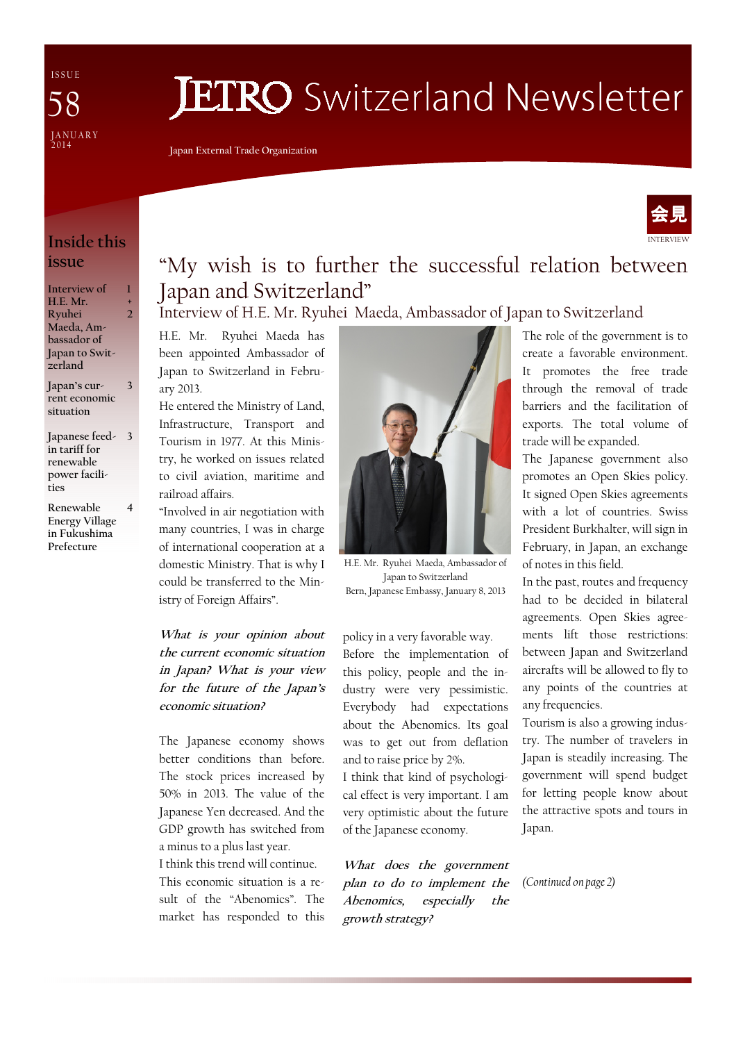ISSUE 58
JANUARY 2014

# JETRO Switzerland Newsletter

Japan External Trade Organization

## Inside this issue

| | |
|---|---|
| Interview of H.E. Mr. Ryuhei Maeda, Ambassador of Japan to Switzerland | 1 + 2 |
| Japan's current economic situation | 3 |
| Japanese feed-in tariff for renewable power facilities | 3 |
| Renewable Energy Village in Fukushima Prefecture | 4 |

会見
INTERVIEW

# "My wish is to further the successful relation between Japan and Switzerland"

## Interview of H.E. Mr. Ryuhei Maeda, Ambassador of Japan to Switzerland

H.E. Mr. Ryuhei Maeda has been appointed Ambassador of Japan to Switzerland in February 2013.

He entered the Ministry of Land, Infrastructure, Transport and Tourism in 1977. At this Ministry, he worked on issues related to civil aviation, maritime and railroad affairs.

"Involved in air negotiation with many countries, I was in charge of international cooperation at a domestic Ministry. That is why I could be transferred to the Ministry of Foreign Affairs".

H.E. Mr. Ryuhei Maeda, Ambassador of Japan to Switzerland
Bern, Japanese Embassy, January 8, 2013

***What is your opinion about the current economic situation in Japan? What is your view for the future of the Japan's economic situation?***

The Japanese economy shows better conditions than before. The stock prices increased by 50% in 2013. The value of the Japanese Yen decreased. And the GDP growth has switched from a minus to a plus last year.

I think this trend will continue.

This economic situation is a result of the "Abenomics". The market has responded to this policy in a very favorable way. Before the implementation of this policy, people and the industry were very pessimistic. Everybody had expectations about the Abenomics. Its goal was to get out from deflation and to raise price by 2%.

I think that kind of psychological effect is very important. I am very optimistic about the future of the Japanese economy.

***What does the government plan to do to implement the Abenomics, especially the growth strategy?***

The role of the government is to create a favorable environment. It promotes the free trade through the removal of trade barriers and the facilitation of exports. The total volume of trade will be expanded.

The Japanese government also promotes an Open Skies policy. It signed Open Skies agreements with a lot of countries. Swiss President Burkhalter, will sign in February, in Japan, an exchange of notes in this field.

In the past, routes and frequency had to be decided in bilateral agreements. Open Skies agreements lift those restrictions: between Japan and Switzerland aircrafts will be allowed to fly to any points of the countries at any frequencies.

Tourism is also a growing industry. The number of travelers in Japan is steadily increasing. The government will spend budget for letting people know about the attractive spots and tours in Japan.

*(Continued on page 2)*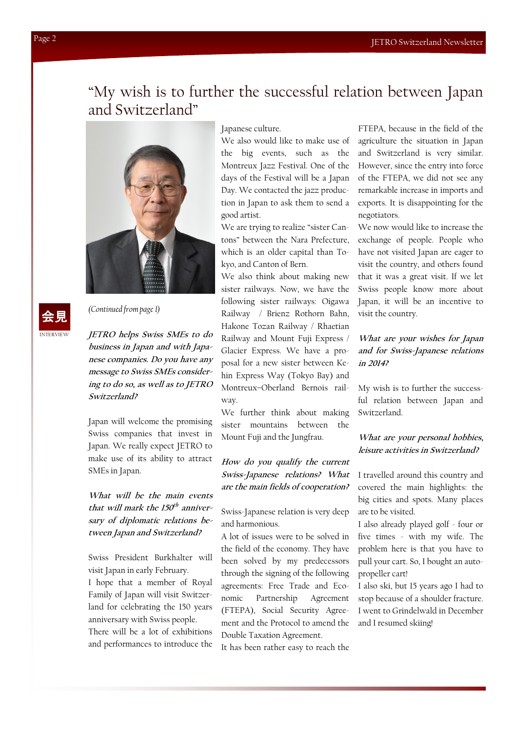# "My wish is to further the successful relation between Japan and Switzerland"

会見
INTERVIEW

*(Continued from page 1)*

***JETRO helps Swiss SMEs to do business in Japan and with Japanese companies. Do you have any message to Swiss SMEs considering to do so, as well as to JETRO Switzerland?***

Japan will welcome the promising Swiss companies that invest in Japan. We really expect JETRO to make use of its ability to attract SMEs in Japan.

***What will be the main events that will mark the 150th anniversary of diplomatic relations between Japan and Switzerland?***

Swiss President Burkhalter will visit Japan in early February.

I hope that a member of Royal Family of Japan will visit Switzerland for celebrating the 150 years anniversary with Swiss people.

There will be a lot of exhibitions and performances to introduce the Japanese culture.

We also would like to make use of the big events, such as the Montreux Jazz Festival. One of the days of the Festival will be a Japan Day. We contacted the jazz production in Japan to ask them to send a good artist.

We are trying to realize "sister Cantons" between the Nara Prefecture, which is an older capital than Tokyo, and Canton of Bern.

We also think about making new sister railways. Now, we have the following sister railways: Oigawa Railway / Brienz Rothorn Bahn, Hakone Tozan Railway / Rhaetian Railway and Mount Fuji Express / Glacier Express. We have a proposal for a new sister between Kehin Express Way (Tokyo Bay) and Montreux–Oberland Bernois railway.

We further think about making sister mountains between the Mount Fuji and the Jungfrau.

***How do you qualify the current Swiss-Japanese relations? What are the main fields of cooperation?***

Swiss-Japanese relation is very deep and harmonious.

A lot of issues were to be solved in the field of the economy. They have been solved by my predecessors through the signing of the following agreements: Free Trade and Economic Partnership Agreement (FTEPA), Social Security Agreement and the Protocol to amend the Double Taxation Agreement.

It has been rather easy to reach the FTEPA, because in the field of the agriculture the situation in Japan and Switzerland is very similar. However, since the entry into force of the FTEPA, we did not see any remarkable increase in imports and exports. It is disappointing for the negotiators.

We now would like to increase the exchange of people. People who have not visited Japan are eager to visit the country, and others found that it was a great visit. If we let Swiss people know more about Japan, it will be an incentive to visit the country.

***What are your wishes for Japan and for Swiss-Japanese relations in 2014?***

My wish is to further the successful relation between Japan and Switzerland.

***What are your personal hobbies, leisure activities in Switzerland?***

I travelled around this country and covered the main highlights: the big cities and spots. Many places are to be visited.

I also already played golf - four or five times - with my wife. The problem here is that you have to pull your cart. So, I bought an auto-propeller cart!

I also ski, but 15 years ago I had to stop because of a shoulder fracture. I went to Grindelwald in December and I resumed skiing!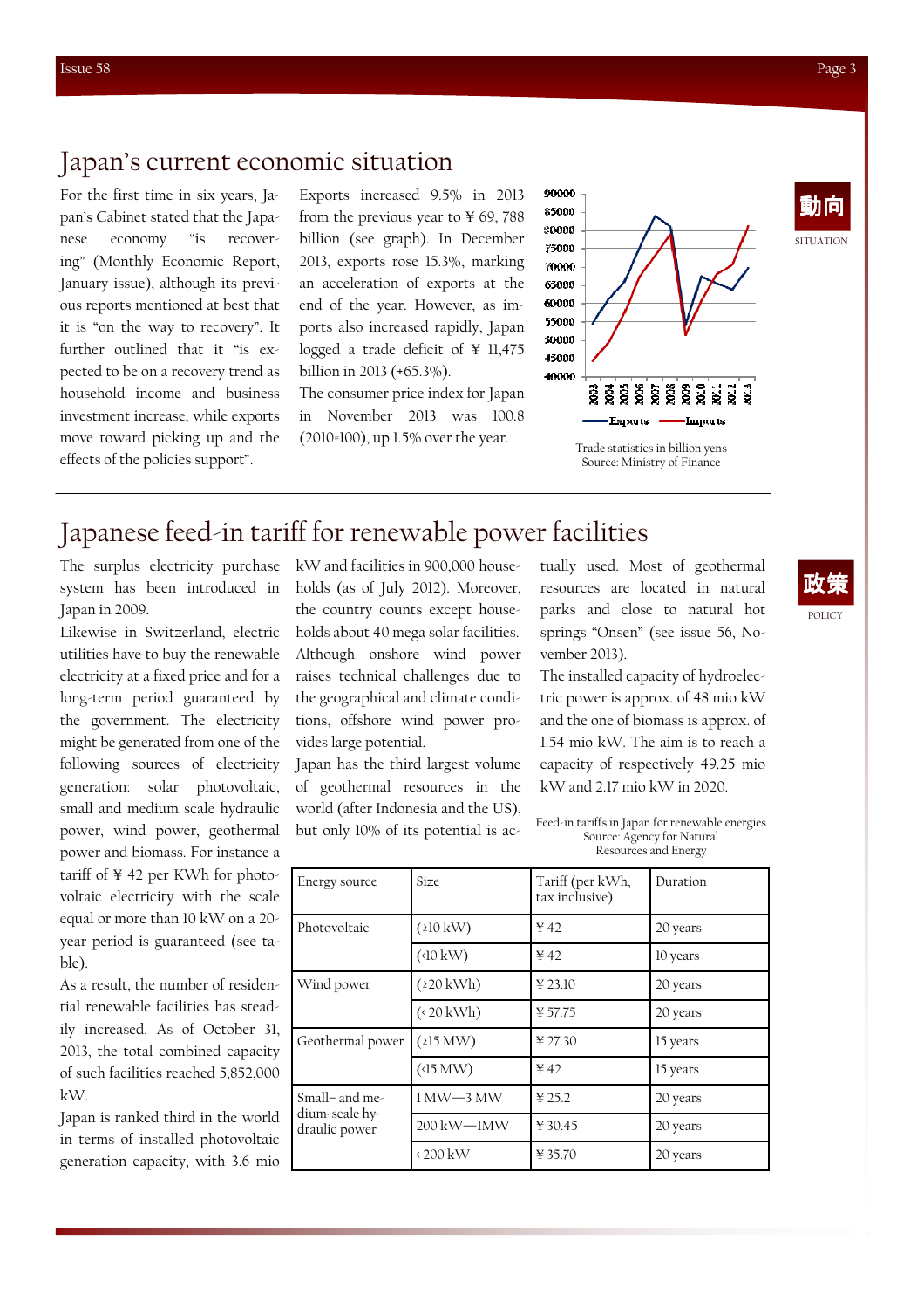# Japan's current economic situation

動向
SITUATION

For the first time in six years, Japan's Cabinet stated that the Japanese economy "is recovering" (Monthly Economic Report, January issue), although its previous reports mentioned at best that it is "on the way to recovery". It further outlined that it "is expected to be on a recovery trend as household income and business investment increase, while exports move toward picking up and the effects of the policies support".

Exports increased 9.5% in 2013 from the previous year to ¥ 69, 788 billion (see graph). In December 2013, exports rose 15.3%, marking an acceleration of exports at the end of the year. However, as imports also increased rapidly, Japan logged a trade deficit of ¥ 11,475 billion in 2013 (+65.3%).

The consumer price index for Japan in November 2013 was 100.8 (2010=100), up 1.5% over the year.

Trade statistics in billion yens
Source: Ministry of Finance

# Japanese feed-in tariff for renewable power facilities

政策
POLICY

The surplus electricity purchase system has been introduced in Japan in 2009.

Likewise in Switzerland, electric utilities have to buy the renewable electricity at a fixed price and for a long-term period guaranteed by the government. The electricity might be generated from one of the following sources of electricity generation: solar photovoltaic, small and medium scale hydraulic power, wind power, geothermal power and biomass. For instance a tariff of ¥ 42 per KWh for photovoltaic electricity with the scale equal or more than 10 kW on a 20-year period is guaranteed (see table).

As a result, the number of residential renewable facilities has steadily increased. As of October 31, 2013, the total combined capacity of such facilities reached 5,852,000 kW.

Japan is ranked third in the world in terms of installed photovoltaic generation capacity, with 3.6 mio kW and facilities in 900,000 households (as of July 2012). Moreover, the country counts except households about 40 mega solar facilities. Although onshore wind power raises technical challenges due to the geographical and climate conditions, offshore wind power provides large potential.

Japan has the third largest volume of geothermal resources in the world (after Indonesia and the US), but only 10% of its potential is actually used. Most of geothermal resources are located in natural parks and close to natural hot springs "Onsen" (see issue 56, November 2013).

The installed capacity of hydroelectric power is approx. of 48 mio kW and the one of biomass is approx. of 1.54 mio kW. The aim is to reach a capacity of respectively 49.25 mio kW and 2.17 mio kW in 2020.

Feed-in tariffs in Japan for renewable energies
Source: Agency for Natural Resources and Energy

| Energy source | Size | Tariff (per kWh, tax inclusive) | Duration |
|---|---|---|---|
| Photovoltaic | (≥10 kW) | ¥ 42 | 20 years |
| | (<10 kW) | ¥ 42 | 10 years |
| Wind power | (≥20 kWh) | ¥ 23.10 | 20 years |
| | (< 20 kWh) | ¥ 57.75 | 20 years |
| Geothermal power | (≥15 MW) | ¥ 27.30 | 15 years |
| | (<15 MW) | ¥ 42 | 15 years |
| Small- and medium-scale hydraulic power | 1 MW—3 MW | ¥ 25.2 | 20 years |
| | 200 kW—1MW | ¥ 30.45 | 20 years |
| | < 200 kW | ¥ 35.70 | 20 years |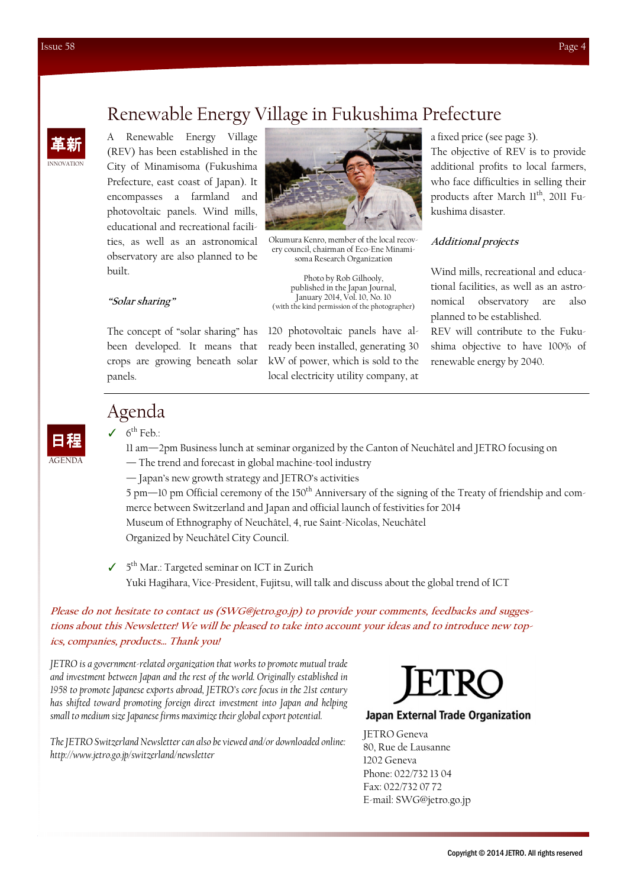# Renewable Energy Village in Fukushima Prefecture

革新

INNOVATION

A Renewable Energy Village (REV) has been established in the City of Minamisoma (Fukushima Prefecture, east coast of Japan). It encompasses a farmland and photovoltaic panels. Wind mills, educational and recreational facilities, as well as an astronomical observatory are also planned to be built.

Okumura Kenro, member of the local recovery council, chairman of Eco-Ene Minamisoma Research Organization

Photo by Rob Gilhooly, published in the Japan Journal, January 2014, Vol. 10, No. 10 (with the kind permission of the photographer)

### *"Solar sharing"*

The concept of "solar sharing" has been developed. It means that crops are growing beneath solar panels.

120 photovoltaic panels have already been installed, generating 30 kW of power, which is sold to the local electricity utility company, at a fixed price (see page 3).

The objective of REV is to provide additional profits to local farmers, who face difficulties in selling their products after March 11th, 2011 Fukushima disaster.

### *Additional projects*

Wind mills, recreational and educational facilities, as well as an astronomical observatory are also planned to be established.

REV will contribute to the Fukushima objective to have 100% of renewable energy by 2040.

# Agenda

日程

AGENDA

✓ 6th Feb.:

11 am—2pm Business lunch at seminar organized by the Canton of Neuchâtel and JETRO focusing on

— The trend and forecast in global machine-tool industry

— Japan's new growth strategy and JETRO's activities

5 pm—10 pm Official ceremony of the 150th Anniversary of the signing of the Treaty of friendship and commerce between Switzerland and Japan and official launch of festivities for 2014

Museum of Ethnography of Neuchâtel, 4, rue Saint-Nicolas, Neuchâtel

Organized by Neuchâtel City Council.

✓ 5th Mar.: Targeted seminar on ICT in Zurich

Yuki Hagihara, Vice-President, Fujitsu, will talk and discuss about the global trend of ICT

***Please do not hesitate to contact us (SWG@jetro.go.jp) to provide your comments, feedbacks and suggestions about this Newsletter! We will be pleased to take into account your ideas and to introduce new topics, companies, products… Thank you!***

*JETRO is a government-related organization that works to promote mutual trade and investment between Japan and the rest of the world. Originally established in 1958 to promote Japanese exports abroad, JETRO's core focus in the 21st century has shifted toward promoting foreign direct investment into Japan and helping small to medium size Japanese firms maximize their global export potential.*

*The JETRO Switzerland Newsletter can also be viewed and/or downloaded online: http://www.jetro.go.jp/switzerland/newsletter*

JETRO

**Japan External Trade Organization**

JETRO Geneva
80, Rue de Lausanne
1202 Geneva
Phone: 022/732 13 04
Fax: 022/732 07 72
E-mail: SWG@jetro.go.jp

Copyright © 2014 JETRO. All rights reserved